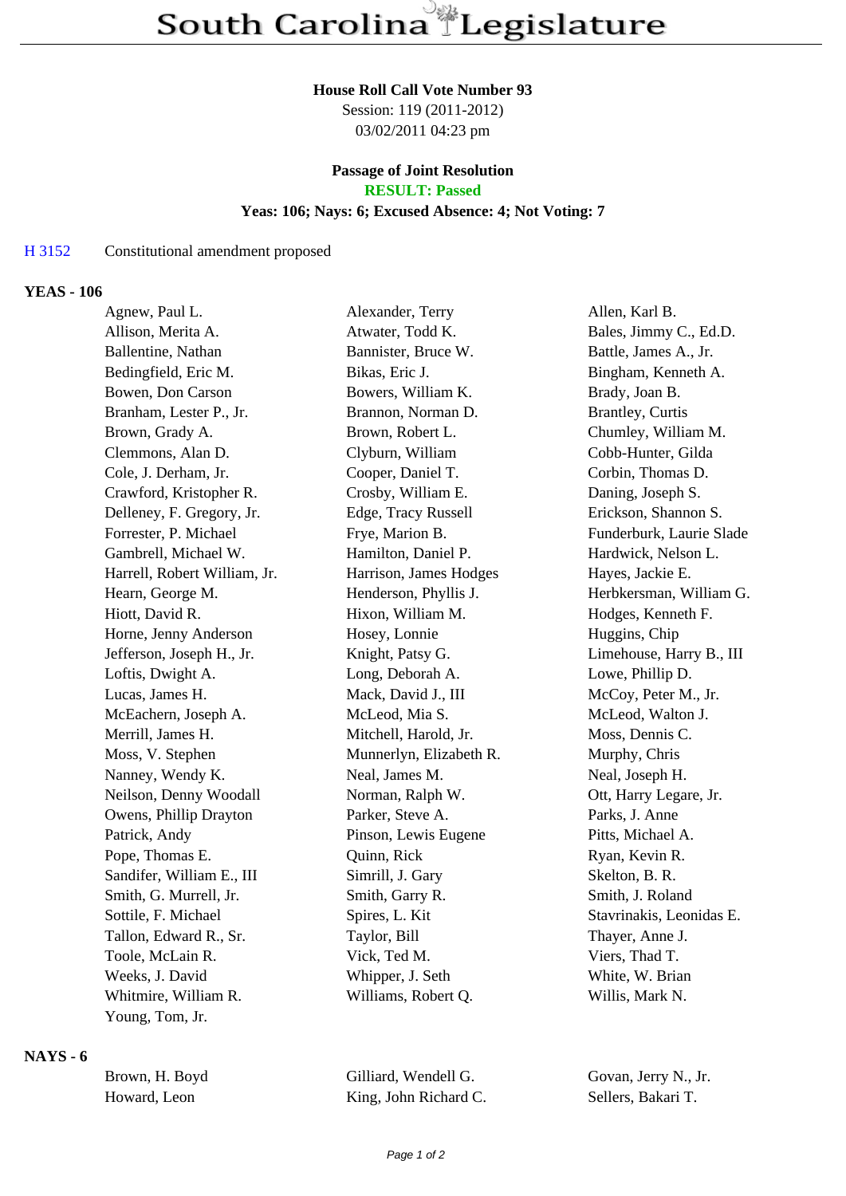# South Carolina Legislature

**House Roll Call Vote Number 93**
Session: 119 (2011-2012)
03/02/2011 04:23 pm

**Passage of Joint Resolution**
**RESULT: Passed**
**Yeas: 106; Nays: 6; Excused Absence: 4; Not Voting: 7**

H 3152 Constitutional amendment proposed

### YEAS - 106

| | | |
|---|---|---|
| Agnew, Paul L. | Alexander, Terry | Allen, Karl B. |
| Allison, Merita A. | Atwater, Todd K. | Bales, Jimmy C., Ed.D. |
| Ballentine, Nathan | Bannister, Bruce W. | Battle, James A., Jr. |
| Bedingfield, Eric M. | Bikas, Eric J. | Bingham, Kenneth A. |
| Bowen, Don Carson | Bowers, William K. | Brady, Joan B. |
| Branham, Lester P., Jr. | Brannon, Norman D. | Brantley, Curtis |
| Brown, Grady A. | Brown, Robert L. | Chumley, William M. |
| Clemmons, Alan D. | Clyburn, William | Cobb-Hunter, Gilda |
| Cole, J. Derham, Jr. | Cooper, Daniel T. | Corbin, Thomas D. |
| Crawford, Kristopher R. | Crosby, William E. | Daning, Joseph S. |
| Delleney, F. Gregory, Jr. | Edge, Tracy Russell | Erickson, Shannon S. |
| Forrester, P. Michael | Frye, Marion B. | Funderburk, Laurie Slade |
| Gambrell, Michael W. | Hamilton, Daniel P. | Hardwick, Nelson L. |
| Harrell, Robert William, Jr. | Harrison, James Hodges | Hayes, Jackie E. |
| Hearn, George M. | Henderson, Phyllis J. | Herbkersman, William G. |
| Hiott, David R. | Hixon, William M. | Hodges, Kenneth F. |
| Horne, Jenny Anderson | Hosey, Lonnie | Huggins, Chip |
| Jefferson, Joseph H., Jr. | Knight, Patsy G. | Limehouse, Harry B., III |
| Loftis, Dwight A. | Long, Deborah A. | Lowe, Phillip D. |
| Lucas, James H. | Mack, David J., III | McCoy, Peter M., Jr. |
| McEachern, Joseph A. | McLeod, Mia S. | McLeod, Walton J. |
| Merrill, James H. | Mitchell, Harold, Jr. | Moss, Dennis C. |
| Moss, V. Stephen | Munnerlyn, Elizabeth R. | Murphy, Chris |
| Nanney, Wendy K. | Neal, James M. | Neal, Joseph H. |
| Neilson, Denny Woodall | Norman, Ralph W. | Ott, Harry Legare, Jr. |
| Owens, Phillip Drayton | Parker, Steve A. | Parks, J. Anne |
| Patrick, Andy | Pinson, Lewis Eugene | Pitts, Michael A. |
| Pope, Thomas E. | Quinn, Rick | Ryan, Kevin R. |
| Sandifer, William E., III | Simrill, J. Gary | Skelton, B. R. |
| Smith, G. Murrell, Jr. | Smith, Garry R. | Smith, J. Roland |
| Sottile, F. Michael | Spires, L. Kit | Stavrinakis, Leonidas E. |
| Tallon, Edward R., Sr. | Taylor, Bill | Thayer, Anne J. |
| Toole, McLain R. | Vick, Ted M. | Viers, Thad T. |
| Weeks, J. David | Whipper, J. Seth | White, W. Brian |
| Whitmire, William R. | Williams, Robert Q. | Willis, Mark N. |
| Young, Tom, Jr. | | |

### NAYS - 6

| | | |
|---|---|---|
| Brown, H. Boyd | Gilliard, Wendell G. | Govan, Jerry N., Jr. |
| Howard, Leon | King, John Richard C. | Sellers, Bakari T. |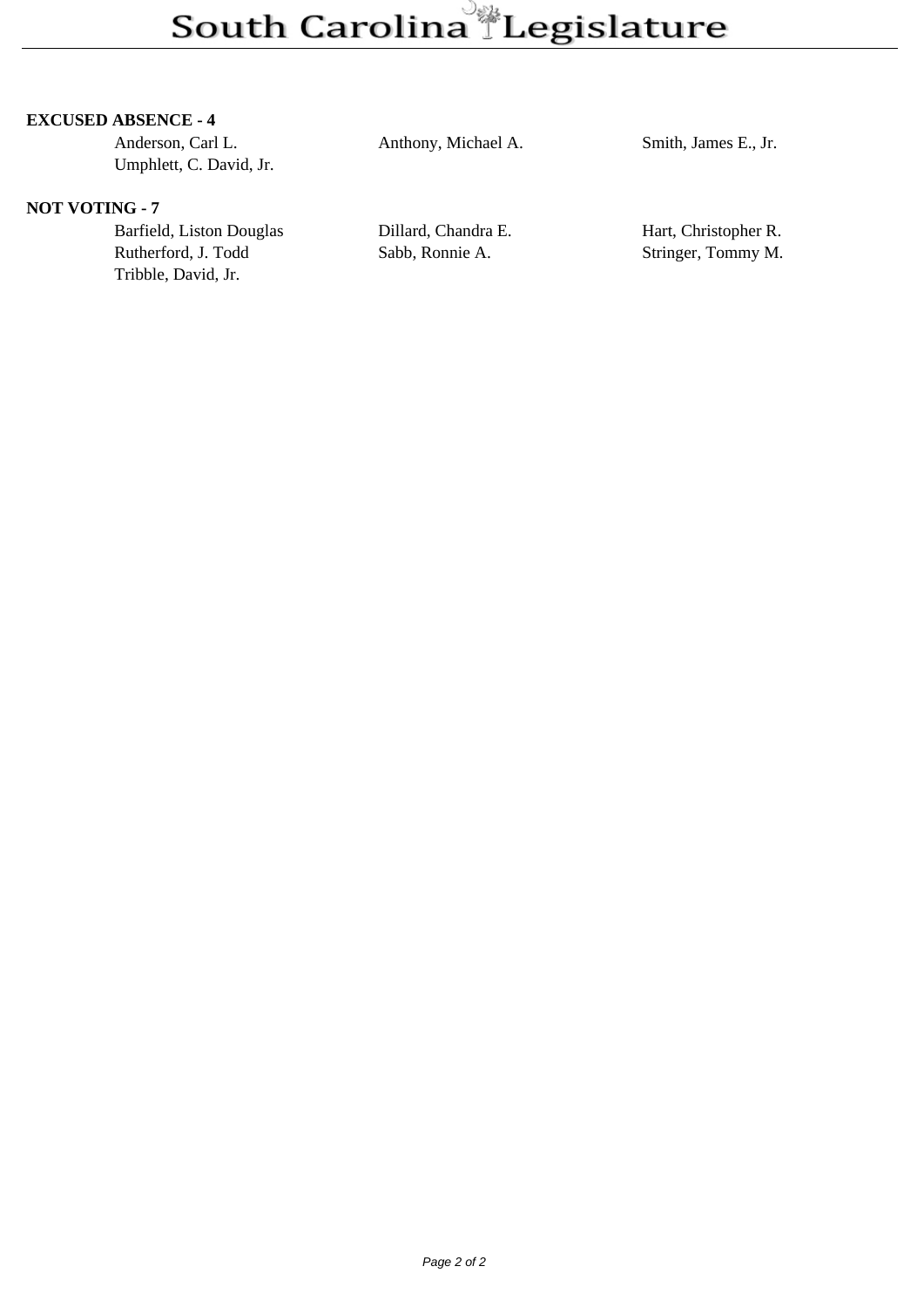**EXCUSED ABSENCE - 4**

| | | |
|---|---|---|
| Anderson, Carl L. | Anthony, Michael A. | Smith, James E., Jr. |
| Umphlett, C. David, Jr. | | |

**NOT VOTING - 7**

| | | |
|---|---|---|
| Barfield, Liston Douglas | Dillard, Chandra E. | Hart, Christopher R. |
| Rutherford, J. Todd | Sabb, Ronnie A. | Stringer, Tommy M. |
| Tribble, David, Jr. | | |